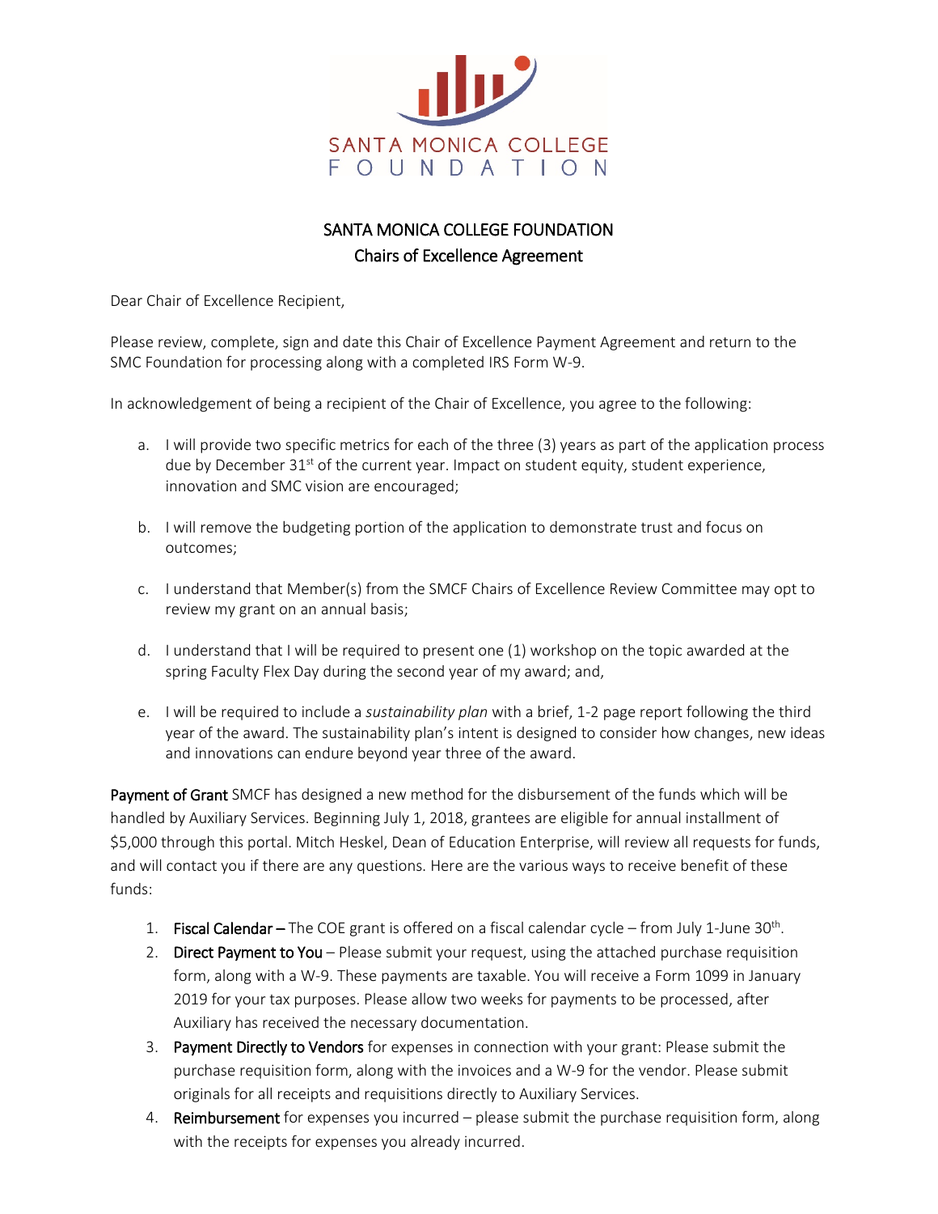# SANTA MONICA COLLEGE FOUNDATION

## Chairs of Excellence Agreement

Dear Chair of Excellence Recipient,

Please review, complete, sign and date this Chair of Excellence Payment Agreement and return to the SMC Foundation for processing along with a completed IRS Form W-9.

In acknowledgement of being a recipient of the Chair of Excellence, you agree to the following:

a. I will provide two specific metrics for each of the three (3) years as part of the application process due by December 31st of the current year. Impact on student equity, student experience, innovation and SMC vision are encouraged;

b. I will remove the budgeting portion of the application to demonstrate trust and focus on outcomes;

c. I understand that Member(s) from the SMCF Chairs of Excellence Review Committee may opt to review my grant on an annual basis;

d. I understand that I will be required to present one (1) workshop on the topic awarded at the spring Faculty Flex Day during the second year of my award; and,

e. I will be required to include a *sustainability plan* with a brief, 1-2 page report following the third year of the award. The sustainability plan's intent is designed to consider how changes, new ideas and innovations can endure beyond year three of the award.

**Payment of Grant** SMCF has designed a new method for the disbursement of the funds which will be handled by Auxiliary Services. Beginning July 1, 2018, grantees are eligible for annual installment of $5,000 through this portal. Mitch Heskel, Dean of Education Enterprise, will review all requests for funds, and will contact you if there are any questions. Here are the various ways to receive benefit of these funds:

1. **Fiscal Calendar** – The COE grant is offered on a fiscal calendar cycle – from July 1-June 30th.
2. **Direct Payment to You** – Please submit your request, using the attached purchase requisition form, along with a W-9. These payments are taxable. You will receive a Form 1099 in January 2019 for your tax purposes. Please allow two weeks for payments to be processed, after Auxiliary has received the necessary documentation.
3. **Payment Directly to Vendors** for expenses in connection with your grant: Please submit the purchase requisition form, along with the invoices and a W-9 for the vendor. Please submit originals for all receipts and requisitions directly to Auxiliary Services.
4. **Reimbursement** for expenses you incurred – please submit the purchase requisition form, along with the receipts for expenses you already incurred.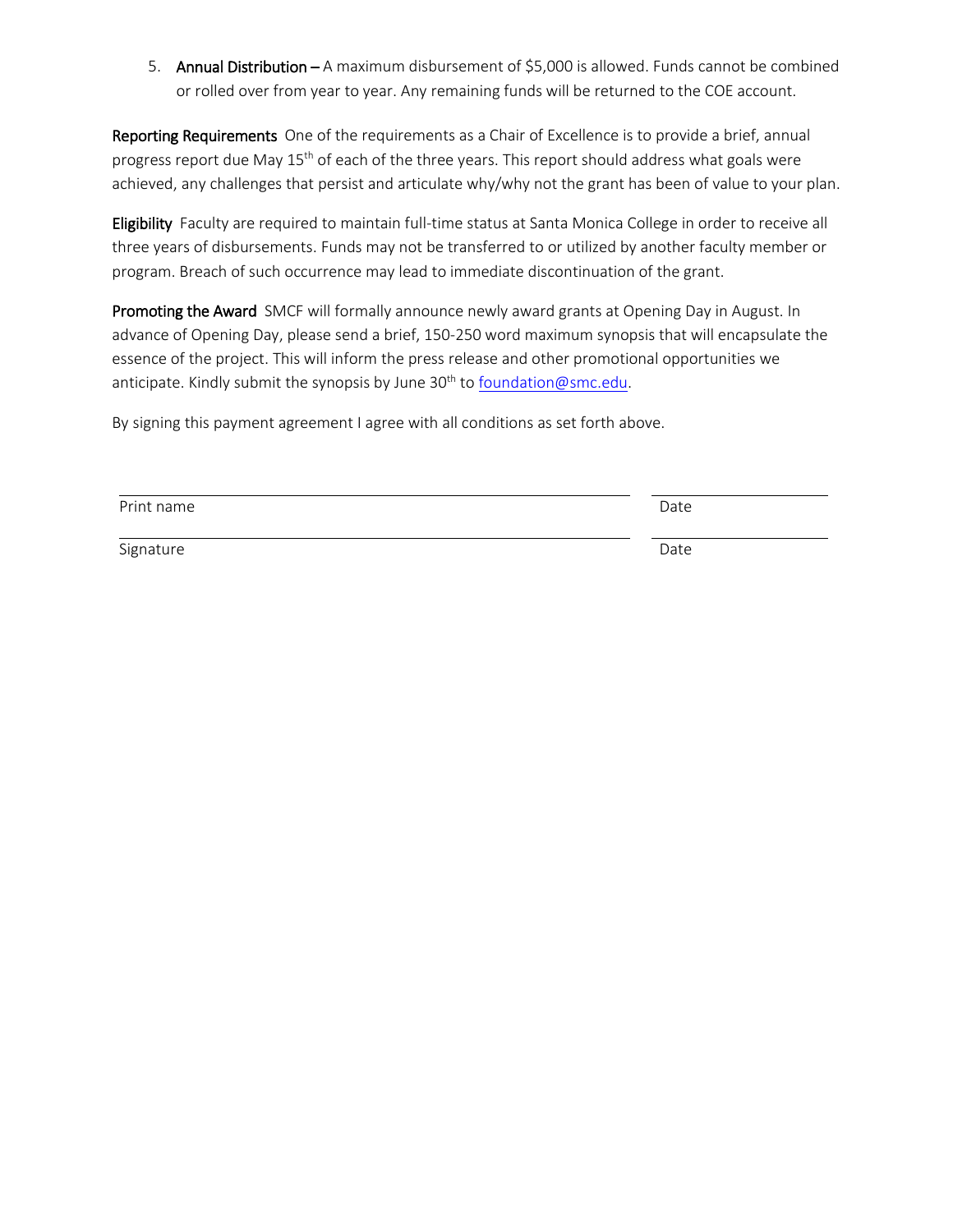5. **Annual Distribution –** A maximum disbursement of $5,000 is allowed. Funds cannot be combined or rolled over from year to year. Any remaining funds will be returned to the COE account.

**Reporting Requirements** One of the requirements as a Chair of Excellence is to provide a brief, annual progress report due May 15th of each of the three years. This report should address what goals were achieved, any challenges that persist and articulate why/why not the grant has been of value to your plan.

**Eligibility** Faculty are required to maintain full-time status at Santa Monica College in order to receive all three years of disbursements. Funds may not be transferred to or utilized by another faculty member or program. Breach of such occurrence may lead to immediate discontinuation of the grant.

**Promoting the Award** SMCF will formally announce newly award grants at Opening Day in August. In advance of Opening Day, please send a brief, 150-250 word maximum synopsis that will encapsulate the essence of the project. This will inform the press release and other promotional opportunities we anticipate. Kindly submit the synopsis by June 30th to foundation@smc.edu.

By signing this payment agreement I agree with all conditions as set forth above.

Print name ______________________________ Date ____________

Signature ______________________________ Date ____________